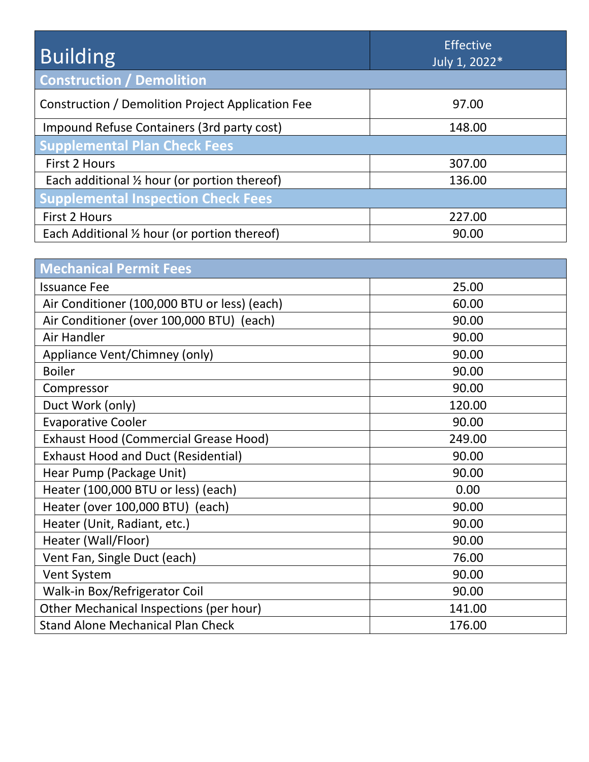| Building | Effective July 1, 2022* |
| --- | --- |
| **Construction / Demolition** | |
| Construction / Demolition Project Application Fee | 97.00 |
| Impound Refuse Containers (3rd party cost) | 148.00 |
| **Supplemental Plan Check Fees** | |
| First 2 Hours | 307.00 |
| Each additional ½ hour (or portion thereof) | 136.00 |
| **Supplemental Inspection Check Fees** | |
| First 2 Hours | 227.00 |
| Each Additional ½ hour (or portion thereof) | 90.00 |

| Mechanical Permit Fees | |
| --- | --- |
| Issuance Fee | 25.00 |
| Air Conditioner (100,000 BTU or less) (each) | 60.00 |
| Air Conditioner (over 100,000 BTU) (each) | 90.00 |
| Air Handler | 90.00 |
| Appliance Vent/Chimney (only) | 90.00 |
| Boiler | 90.00 |
| Compressor | 90.00 |
| Duct Work (only) | 120.00 |
| Evaporative Cooler | 90.00 |
| Exhaust Hood (Commercial Grease Hood) | 249.00 |
| Exhaust Hood and Duct (Residential) | 90.00 |
| Hear Pump (Package Unit) | 90.00 |
| Heater (100,000 BTU or less) (each) | 0.00 |
| Heater (over 100,000 BTU) (each) | 90.00 |
| Heater (Unit, Radiant, etc.) | 90.00 |
| Heater (Wall/Floor) | 90.00 |
| Vent Fan, Single Duct (each) | 76.00 |
| Vent System | 90.00 |
| Walk-in Box/Refrigerator Coil | 90.00 |
| Other Mechanical Inspections (per hour) | 141.00 |
| Stand Alone Mechanical Plan Check | 176.00 |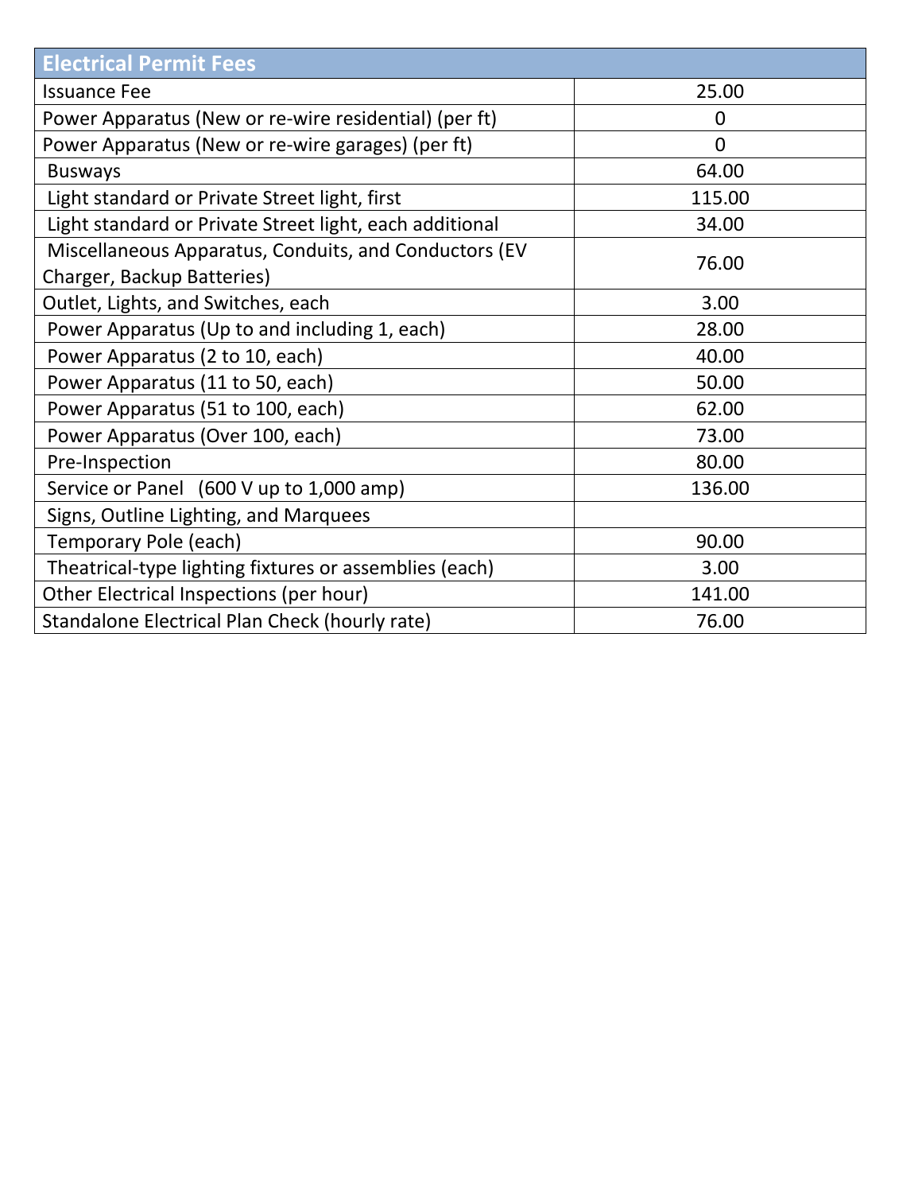| Electrical Permit Fees | |
|---|---|
| Issuance Fee | 25.00 |
| Power Apparatus (New or re-wire residential) (per ft) | 0 |
| Power Apparatus (New or re-wire garages) (per ft) | 0 |
| Busways | 64.00 |
| Light standard or Private Street light, first | 115.00 |
| Light standard or Private Street light, each additional | 34.00 |
| Miscellaneous Apparatus, Conduits, and Conductors (EV Charger, Backup Batteries) | 76.00 |
| Outlet, Lights, and Switches, each | 3.00 |
| Power Apparatus (Up to and including 1, each) | 28.00 |
| Power Apparatus (2 to 10, each) | 40.00 |
| Power Apparatus (11 to 50, each) | 50.00 |
| Power Apparatus (51 to 100, each) | 62.00 |
| Power Apparatus (Over 100, each) | 73.00 |
| Pre-Inspection | 80.00 |
| Service or Panel (600 V up to 1,000 amp) | 136.00 |
| Signs, Outline Lighting, and Marquees | |
| Temporary Pole (each) | 90.00 |
| Theatrical-type lighting fixtures or assemblies (each) | 3.00 |
| Other Electrical Inspections (per hour) | 141.00 |
| Standalone Electrical Plan Check (hourly rate) | 76.00 |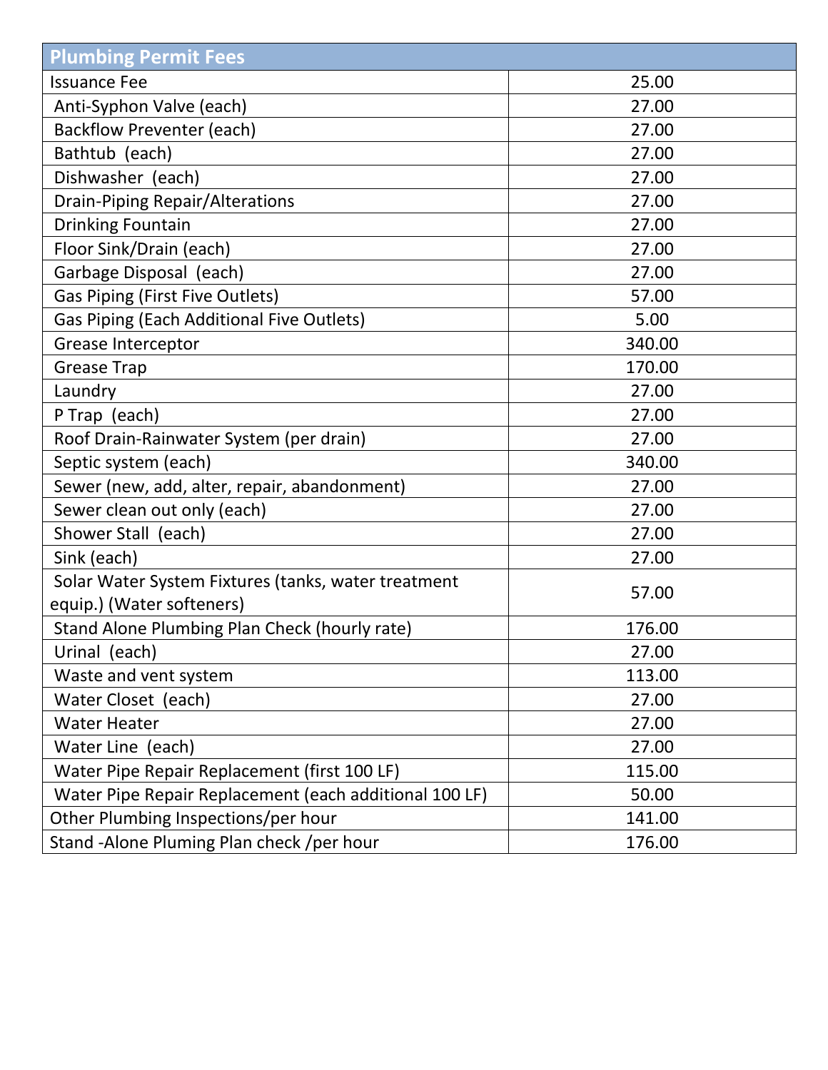| Plumbing Permit Fees | |
|---|---|
| Issuance Fee | 25.00 |
| Anti-Syphon Valve (each) | 27.00 |
| Backflow Preventer (each) | 27.00 |
| Bathtub (each) | 27.00 |
| Dishwasher (each) | 27.00 |
| Drain-Piping Repair/Alterations | 27.00 |
| Drinking Fountain | 27.00 |
| Floor Sink/Drain (each) | 27.00 |
| Garbage Disposal (each) | 27.00 |
| Gas Piping (First Five Outlets) | 57.00 |
| Gas Piping (Each Additional Five Outlets) | 5.00 |
| Grease Interceptor | 340.00 |
| Grease Trap | 170.00 |
| Laundry | 27.00 |
| P Trap (each) | 27.00 |
| Roof Drain-Rainwater System (per drain) | 27.00 |
| Septic system (each) | 340.00 |
| Sewer (new, add, alter, repair, abandonment) | 27.00 |
| Sewer clean out only (each) | 27.00 |
| Shower Stall (each) | 27.00 |
| Sink (each) | 27.00 |
| Solar Water System Fixtures (tanks, water treatment equip.) (Water softeners) | 57.00 |
| Stand Alone Plumbing Plan Check (hourly rate) | 176.00 |
| Urinal (each) | 27.00 |
| Waste and vent system | 113.00 |
| Water Closet (each) | 27.00 |
| Water Heater | 27.00 |
| Water Line (each) | 27.00 |
| Water Pipe Repair Replacement (first 100 LF) | 115.00 |
| Water Pipe Repair Replacement (each additional 100 LF) | 50.00 |
| Other Plumbing Inspections/per hour | 141.00 |
| Stand -Alone Pluming Plan check /per hour | 176.00 |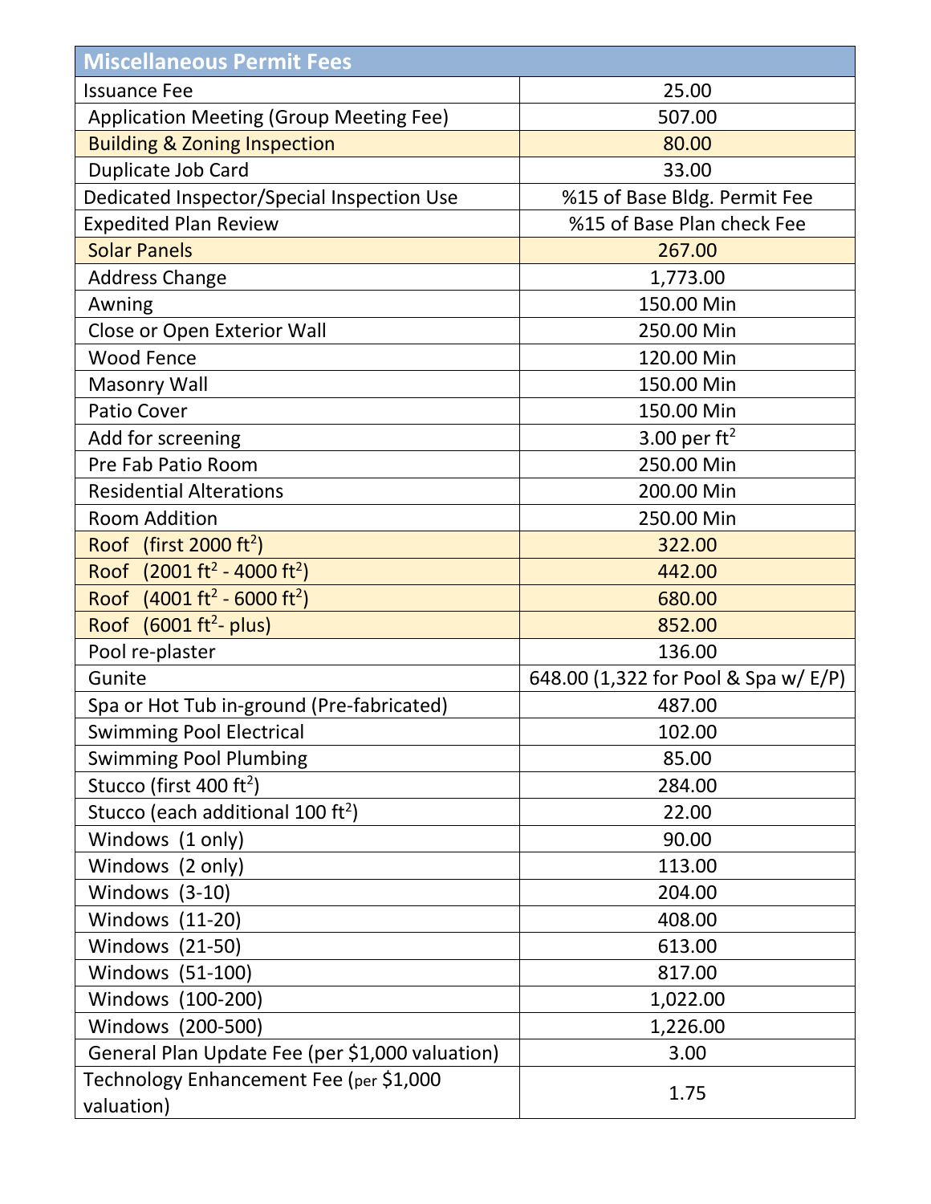| Miscellaneous Permit Fees | |
|---|---|
| Issuance Fee | 25.00 |
| Application Meeting (Group Meeting Fee) | 507.00 |
| Building & Zoning Inspection | 80.00 |
| Duplicate Job Card | 33.00 |
| Dedicated Inspector/Special Inspection Use | %15 of Base Bldg. Permit Fee |
| Expedited Plan Review | %15 of Base Plan check Fee |
| Solar Panels | 267.00 |
| Address Change | 1,773.00 |
| Awning | 150.00 Min |
| Close or Open Exterior Wall | 250.00 Min |
| Wood Fence | 120.00 Min |
| Masonry Wall | 150.00 Min |
| Patio Cover | 150.00 Min |
| Add for screening | 3.00 per $ft^2$ |
| Pre Fab Patio Room | 250.00 Min |
| Residential Alterations | 200.00 Min |
| Room Addition | 250.00 Min |
| Roof (first 2000 $ft^2$) | 322.00 |
| Roof (2001 $ft^2$ - 4000 $ft^2$) | 442.00 |
| Roof (4001 $ft^2$ - 6000 $ft^2$) | 680.00 |
| Roof (6001 $ft^2$- plus) | 852.00 |
| Pool re-plaster | 136.00 |
| Gunite | 648.00 (1,322 for Pool & Spa w/ E/P) |
| Spa or Hot Tub in-ground (Pre-fabricated) | 487.00 |
| Swimming Pool Electrical | 102.00 |
| Swimming Pool Plumbing | 85.00 |
| Stucco (first 400 $ft^2$) | 284.00 |
| Stucco (each additional 100 $ft^2$) | 22.00 |
| Windows (1 only) | 90.00 |
| Windows (2 only) | 113.00 |
| Windows (3-10) | 204.00 |
| Windows (11-20) | 408.00 |
| Windows (21-50) | 613.00 |
| Windows (51-100) | 817.00 |
| Windows (100-200) | 1,022.00 |
| Windows (200-500) | 1,226.00 |
| General Plan Update Fee (per $1,000 valuation) | 3.00 |
| Technology Enhancement Fee (per $1,000 valuation) | 1.75 |